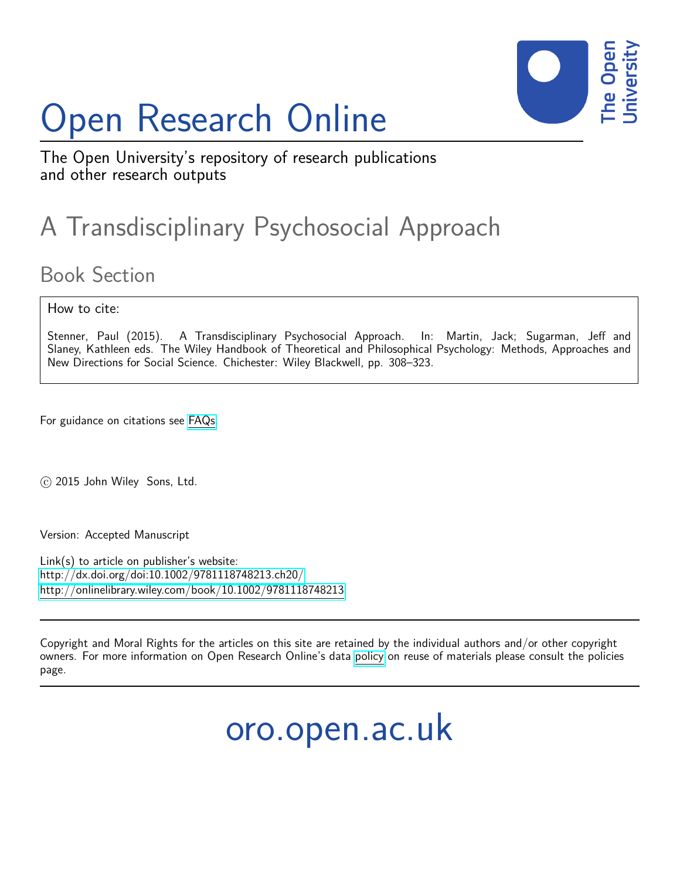# Open Research Online

The Open University's repository of research publications and other research outputs

## A Transdisciplinary Psychosocial Approach

### Book Section

How to cite:

Stenner, Paul (2015). A Transdisciplinary Psychosocial Approach. In: Martin, Jack; Sugarman, Jeff and Slaney, Kathleen eds. The Wiley Handbook of Theoretical and Philosophical Psychology: Methods, Approaches and New Directions for Social Science. Chichester: Wiley Blackwell, pp. 308–323.

For guidance on citations see FAQs.

© 2015 John Wiley Sons, Ltd.

Version: Accepted Manuscript

Link(s) to article on publisher's website:
http://dx.doi.org/doi:10.1002/9781118748213.ch20/
http://onlinelibrary.wiley.com/book/10.1002/9781118748213

Copyright and Moral Rights for the articles on this site are retained by the individual authors and/or other copyright owners. For more information on Open Research Online's data policy on reuse of materials please consult the policies page.

oro.open.ac.uk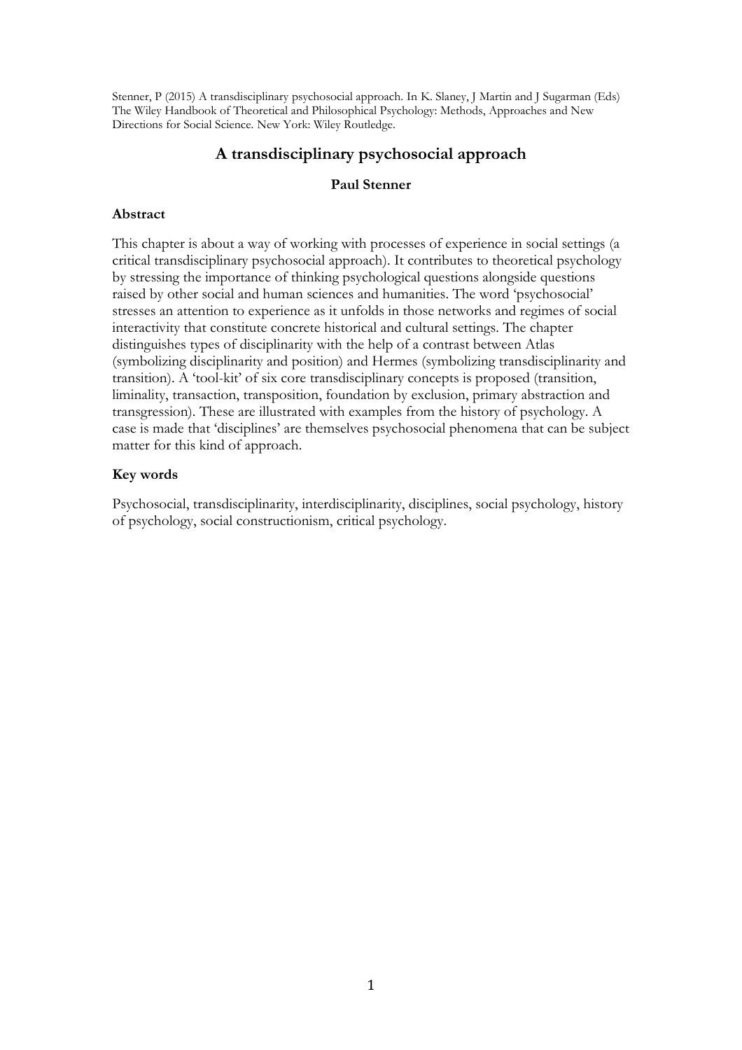Stenner, P (2015) A transdisciplinary psychosocial approach. In K. Slaney, J Martin and J Sugarman (Eds) The Wiley Handbook of Theoretical and Philosophical Psychology: Methods, Approaches and New Directions for Social Science. New York: Wiley Routledge.

# A transdisciplinary psychosocial approach

**Paul Stenner**

## Abstract

This chapter is about a way of working with processes of experience in social settings (a critical transdisciplinary psychosocial approach). It contributes to theoretical psychology by stressing the importance of thinking psychological questions alongside questions raised by other social and human sciences and humanities. The word 'psychosocial' stresses an attention to experience as it unfolds in those networks and regimes of social interactivity that constitute concrete historical and cultural settings. The chapter distinguishes types of disciplinarity with the help of a contrast between Atlas (symbolizing disciplinarity and position) and Hermes (symbolizing transdisciplinarity and transition). A 'tool-kit' of six core transdisciplinary concepts is proposed (transition, liminality, transaction, transposition, foundation by exclusion, primary abstraction and transgression). These are illustrated with examples from the history of psychology. A case is made that 'disciplines' are themselves psychosocial phenomena that can be subject matter for this kind of approach.

## Key words

Psychosocial, transdisciplinarity, interdisciplinarity, disciplines, social psychology, history of psychology, social constructionism, critical psychology.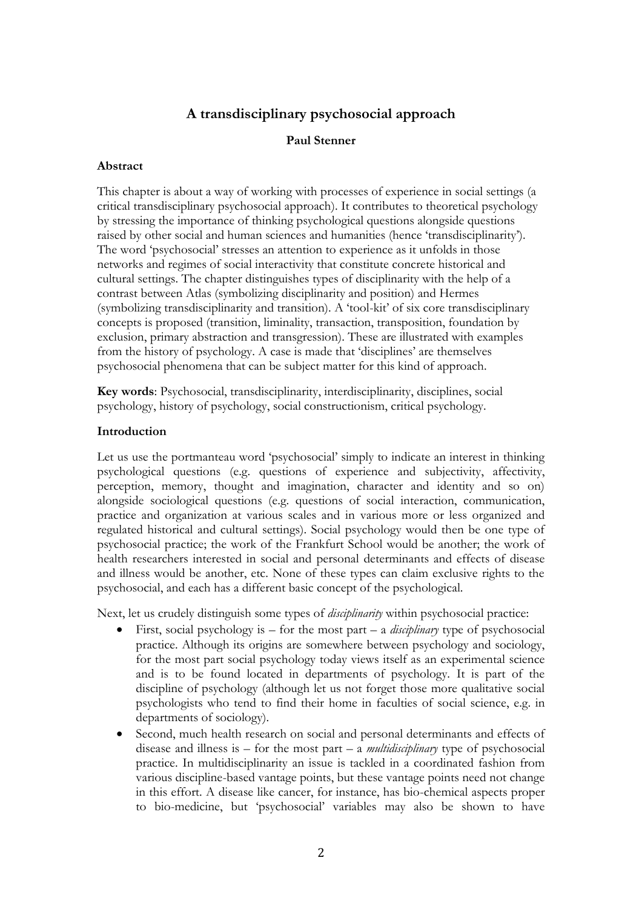# A transdisciplinary psychosocial approach

**Paul Stenner**

## Abstract

This chapter is about a way of working with processes of experience in social settings (a critical transdisciplinary psychosocial approach). It contributes to theoretical psychology by stressing the importance of thinking psychological questions alongside questions raised by other social and human sciences and humanities (hence 'transdisciplinarity'). The word 'psychosocial' stresses an attention to experience as it unfolds in those networks and regimes of social interactivity that constitute concrete historical and cultural settings. The chapter distinguishes types of disciplinarity with the help of a contrast between Atlas (symbolizing disciplinarity and position) and Hermes (symbolizing transdisciplinarity and transition). A 'tool-kit' of six core transdisciplinary concepts is proposed (transition, liminality, transaction, transposition, foundation by exclusion, primary abstraction and transgression). These are illustrated with examples from the history of psychology. A case is made that 'disciplines' are themselves psychosocial phenomena that can be subject matter for this kind of approach.

**Key words**: Psychosocial, transdisciplinarity, interdisciplinarity, disciplines, social psychology, history of psychology, social constructionism, critical psychology.

## Introduction

Let us use the portmanteau word 'psychosocial' simply to indicate an interest in thinking psychological questions (e.g. questions of experience and subjectivity, affectivity, perception, memory, thought and imagination, character and identity and so on) alongside sociological questions (e.g. questions of social interaction, communication, practice and organization at various scales and in various more or less organized and regulated historical and cultural settings). Social psychology would then be one type of psychosocial practice; the work of the Frankfurt School would be another; the work of health researchers interested in social and personal determinants and effects of disease and illness would be another, etc. None of these types can claim exclusive rights to the psychosocial, and each has a different basic concept of the psychological.

Next, let us crudely distinguish some types of *disciplinarity* within psychosocial practice:

- First, social psychology is – for the most part – a *disciplinary* type of psychosocial practice. Although its origins are somewhere between psychology and sociology, for the most part social psychology today views itself as an experimental science and is to be found located in departments of psychology. It is part of the discipline of psychology (although let us not forget those more qualitative social psychologists who tend to find their home in faculties of social science, e.g. in departments of sociology).
- Second, much health research on social and personal determinants and effects of disease and illness is – for the most part – a *multidisciplinary* type of psychosocial practice. In multidisciplinarity an issue is tackled in a coordinated fashion from various discipline-based vantage points, but these vantage points need not change in this effort. A disease like cancer, for instance, has bio-chemical aspects proper to bio-medicine, but 'psychosocial' variables may also be shown to have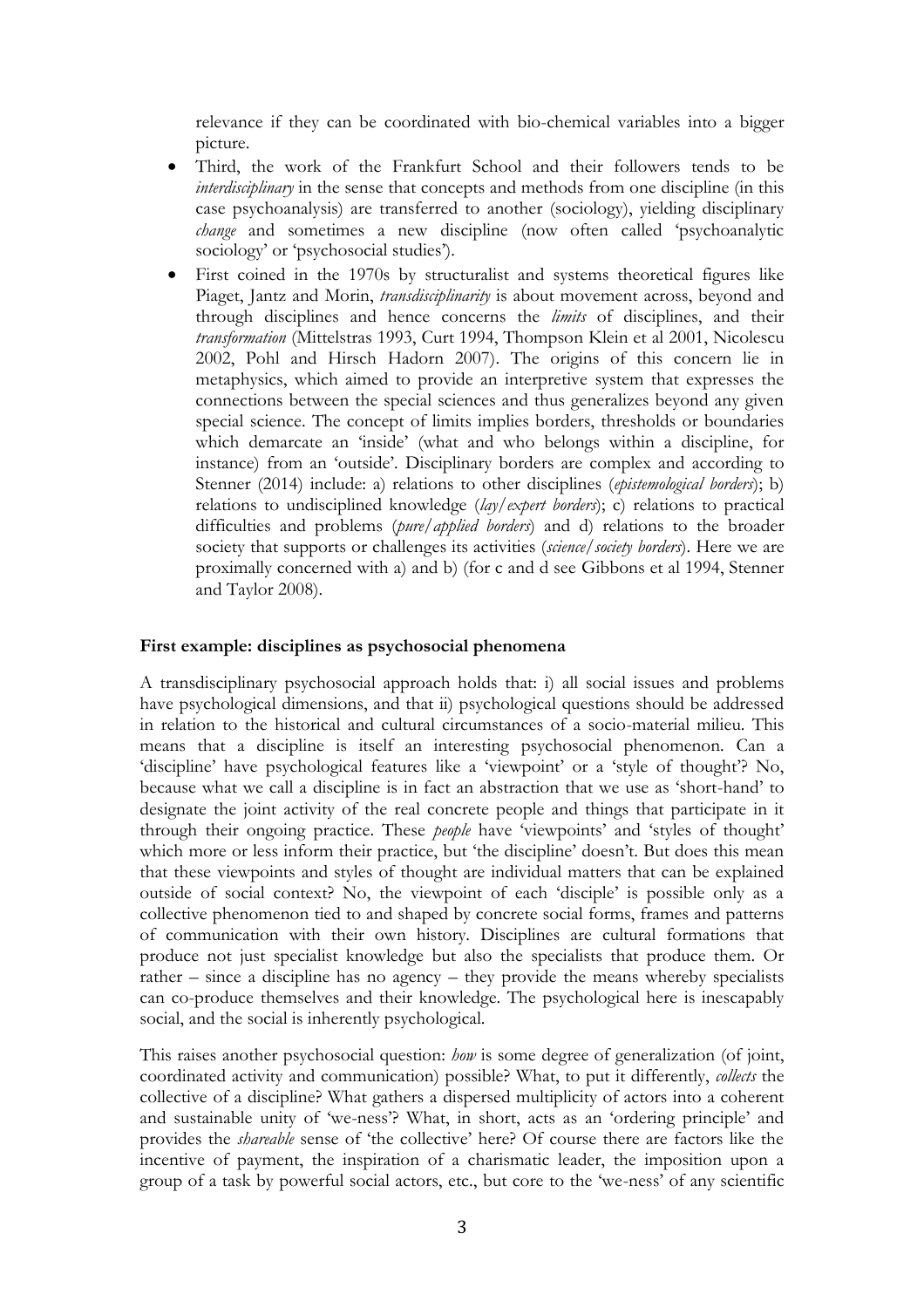relevance if they can be coordinated with bio-chemical variables into a bigger picture.

- Third, the work of the Frankfurt School and their followers tends to be *interdisciplinary* in the sense that concepts and methods from one discipline (in this case psychoanalysis) are transferred to another (sociology), yielding disciplinary *change* and sometimes a new discipline (now often called 'psychoanalytic sociology' or 'psychosocial studies').
- First coined in the 1970s by structuralist and systems theoretical figures like Piaget, Jantz and Morin, *transdisciplinarity* is about movement across, beyond and through disciplines and hence concerns the *limits* of disciplines, and their *transformation* (Mittelstras 1993, Curt 1994, Thompson Klein et al 2001, Nicolescu 2002, Pohl and Hirsch Hadorn 2007). The origins of this concern lie in metaphysics, which aimed to provide an interpretive system that expresses the connections between the special sciences and thus generalizes beyond any given special science. The concept of limits implies borders, thresholds or boundaries which demarcate an 'inside' (what and who belongs within a discipline, for instance) from an 'outside'. Disciplinary borders are complex and according to Stenner (2014) include: a) relations to other disciplines (*epistemological borders*); b) relations to undisciplined knowledge (*lay/expert borders*); c) relations to practical difficulties and problems (*pure/applied borders*) and d) relations to the broader society that supports or challenges its activities (*science/society borders*). Here we are proximally concerned with a) and b) (for c and d see Gibbons et al 1994, Stenner and Taylor 2008).

**First example: disciplines as psychosocial phenomena**

A transdisciplinary psychosocial approach holds that: i) all social issues and problems have psychological dimensions, and that ii) psychological questions should be addressed in relation to the historical and cultural circumstances of a socio-material milieu. This means that a discipline is itself an interesting psychosocial phenomenon. Can a 'discipline' have psychological features like a 'viewpoint' or a 'style of thought'? No, because what we call a discipline is in fact an abstraction that we use as 'short-hand' to designate the joint activity of the real concrete people and things that participate in it through their ongoing practice. These *people* have 'viewpoints' and 'styles of thought' which more or less inform their practice, but 'the discipline' doesn't. But does this mean that these viewpoints and styles of thought are individual matters that can be explained outside of social context? No, the viewpoint of each 'disciple' is possible only as a collective phenomenon tied to and shaped by concrete social forms, frames and patterns of communication with their own history. Disciplines are cultural formations that produce not just specialist knowledge but also the specialists that produce them. Or rather – since a discipline has no agency – they provide the means whereby specialists can co-produce themselves and their knowledge. The psychological here is inescapably social, and the social is inherently psychological.

This raises another psychosocial question: *how* is some degree of generalization (of joint, coordinated activity and communication) possible? What, to put it differently, *collects* the collective of a discipline? What gathers a dispersed multiplicity of actors into a coherent and sustainable unity of 'we-ness'? What, in short, acts as an 'ordering principle' and provides the *shareable* sense of 'the collective' here? Of course there are factors like the incentive of payment, the inspiration of a charismatic leader, the imposition upon a group of a task by powerful social actors, etc., but core to the 'we-ness' of any scientific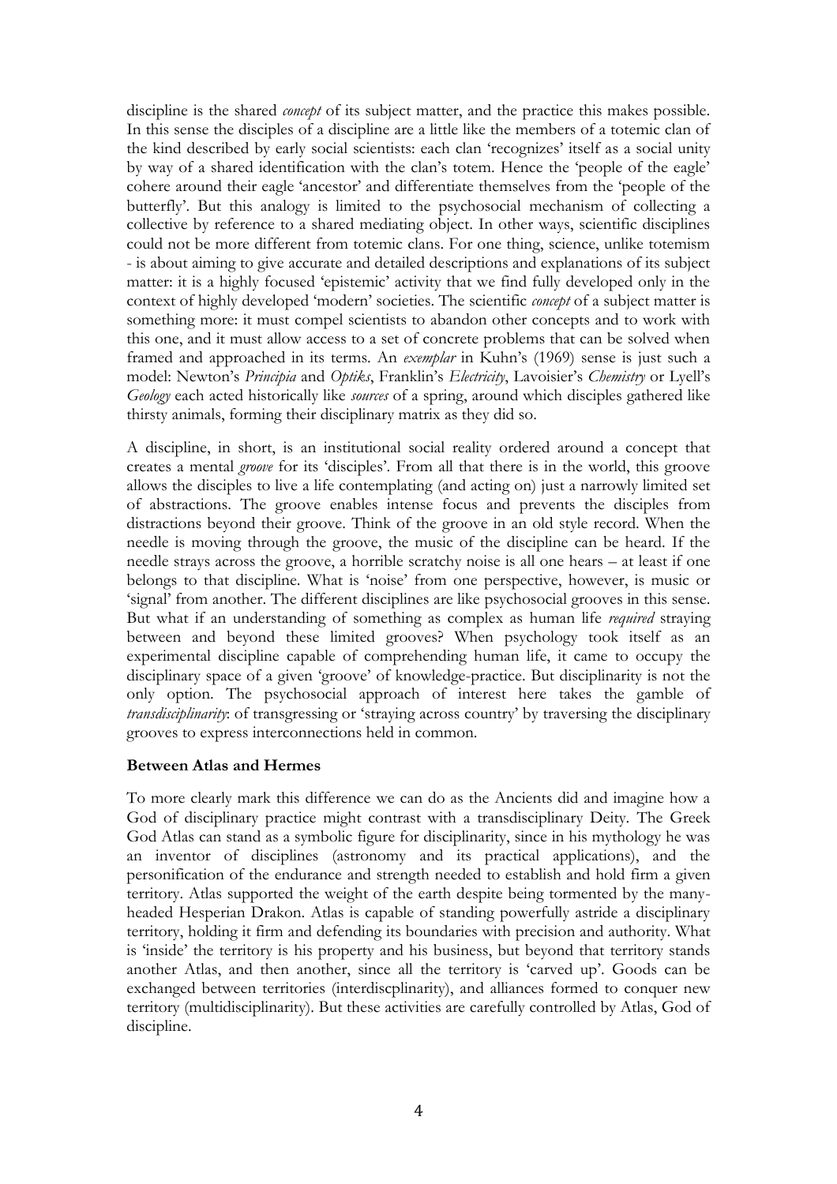discipline is the shared *concept* of its subject matter, and the practice this makes possible. In this sense the disciples of a discipline are a little like the members of a totemic clan of the kind described by early social scientists: each clan 'recognizes' itself as a social unity by way of a shared identification with the clan's totem. Hence the 'people of the eagle' cohere around their eagle 'ancestor' and differentiate themselves from the 'people of the butterfly'. But this analogy is limited to the psychosocial mechanism of collecting a collective by reference to a shared mediating object. In other ways, scientific disciplines could not be more different from totemic clans. For one thing, science, unlike totemism - is about aiming to give accurate and detailed descriptions and explanations of its subject matter: it is a highly focused 'epistemic' activity that we find fully developed only in the context of highly developed 'modern' societies. The scientific *concept* of a subject matter is something more: it must compel scientists to abandon other concepts and to work with this one, and it must allow access to a set of concrete problems that can be solved when framed and approached in its terms. An *exemplar* in Kuhn's (1969) sense is just such a model: Newton's *Principia* and *Optiks*, Franklin's *Electricity*, Lavoisier's *Chemistry* or Lyell's *Geology* each acted historically like *sources* of a spring, around which disciples gathered like thirsty animals, forming their disciplinary matrix as they did so.

A discipline, in short, is an institutional social reality ordered around a concept that creates a mental *groove* for its 'disciples'. From all that there is in the world, this groove allows the disciples to live a life contemplating (and acting on) just a narrowly limited set of abstractions. The groove enables intense focus and prevents the disciples from distractions beyond their groove. Think of the groove in an old style record. When the needle is moving through the groove, the music of the discipline can be heard. If the needle strays across the groove, a horrible scratchy noise is all one hears – at least if one belongs to that discipline. What is 'noise' from one perspective, however, is music or 'signal' from another. The different disciplines are like psychosocial grooves in this sense. But what if an understanding of something as complex as human life *required* straying between and beyond these limited grooves? When psychology took itself as an experimental discipline capable of comprehending human life, it came to occupy the disciplinary space of a given 'groove' of knowledge-practice. But disciplinarity is not the only option. The psychosocial approach of interest here takes the gamble of *transdisciplinarity*: of transgressing or 'straying across country' by traversing the disciplinary grooves to express interconnections held in common.

**Between Atlas and Hermes**

To more clearly mark this difference we can do as the Ancients did and imagine how a God of disciplinary practice might contrast with a transdisciplinary Deity. The Greek God Atlas can stand as a symbolic figure for disciplinarity, since in his mythology he was an inventor of disciplines (astronomy and its practical applications), and the personification of the endurance and strength needed to establish and hold firm a given territory. Atlas supported the weight of the earth despite being tormented by the many-headed Hesperian Drakon. Atlas is capable of standing powerfully astride a disciplinary territory, holding it firm and defending its boundaries with precision and authority. What is 'inside' the territory is his property and his business, but beyond that territory stands another Atlas, and then another, since all the territory is 'carved up'. Goods can be exchanged between territories (interdiscplinarity), and alliances formed to conquer new territory (multidisciplinarity). But these activities are carefully controlled by Atlas, God of discipline.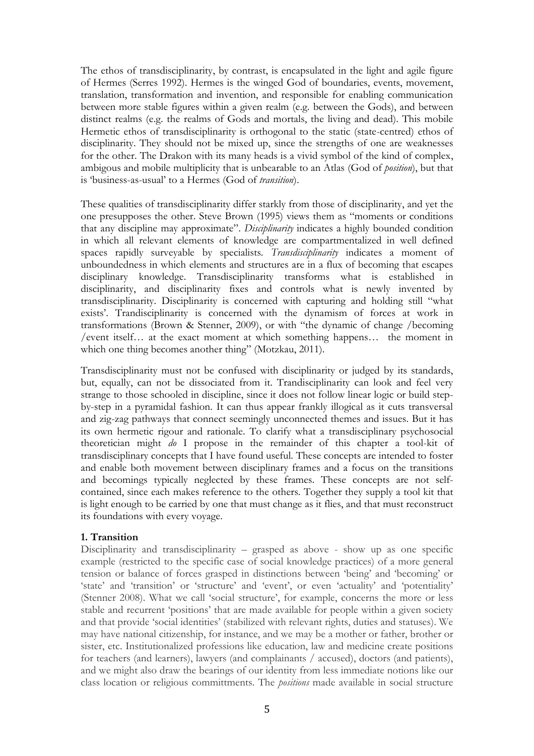The ethos of transdisciplinarity, by contrast, is encapsulated in the light and agile figure of Hermes (Serres 1992). Hermes is the winged God of boundaries, events, movement, translation, transformation and invention, and responsible for enabling communication between more stable figures within a given realm (e.g. between the Gods), and between distinct realms (e.g. the realms of Gods and mortals, the living and dead). This mobile Hermetic ethos of transdisciplinarity is orthogonal to the static (state-centred) ethos of disciplinarity. They should not be mixed up, since the strengths of one are weaknesses for the other. The Drakon with its many heads is a vivid symbol of the kind of complex, ambigous and mobile multiplicity that is unbearable to an Atlas (God of *position*), but that is 'business-as-usual' to a Hermes (God of *transition*).

These qualities of transdisciplinarity differ starkly from those of disciplinarity, and yet the one presupposes the other. Steve Brown (1995) views them as "moments or conditions that any discipline may approximate". *Disciplinarity* indicates a highly bounded condition in which all relevant elements of knowledge are compartmentalized in well defined spaces rapidly surveyable by specialists. *Transdisciplinarity* indicates a moment of unboundedness in which elements and structures are in a flux of becoming that escapes disciplinary knowledge. Transdisciplinarity transforms what is established in disciplinarity, and disciplinarity fixes and controls what is newly invented by transdisciplinarity. Disciplinarity is concerned with capturing and holding still "what exists'. Trandisciplinarity is concerned with the dynamism of forces at work in transformations (Brown & Stenner, 2009), or with "the dynamic of change /becoming /event itself… at the exact moment at which something happens… the moment in which one thing becomes another thing" (Motzkau, 2011).

Transdisciplinarity must not be confused with disciplinarity or judged by its standards, but, equally, can not be dissociated from it. Trandisciplinarity can look and feel very strange to those schooled in discipline, since it does not follow linear logic or build step-by-step in a pyramidal fashion. It can thus appear frankly illogical as it cuts transversal and zig-zag pathways that connect seemingly unconnected themes and issues. But it has its own hermetic rigour and rationale. To clarify what a transdisciplinary psychosocial theoretician might *do* I propose in the remainder of this chapter a tool-kit of transdisciplinary concepts that I have found useful. These concepts are intended to foster and enable both movement between disciplinary frames and a focus on the transitions and becomings typically neglected by these frames. These concepts are not self-contained, since each makes reference to the others. Together they supply a tool kit that is light enough to be carried by one that must change as it flies, and that must reconstruct its foundations with every voyage.

**1. Transition**

Disciplinarity and transdisciplinarity – grasped as above - show up as one specific example (restricted to the specific case of social knowledge practices) of a more general tension or balance of forces grasped in distinctions between 'being' and 'becoming' or 'state' and 'transition' or 'structure' and 'event', or even 'actuality' and 'potentiality' (Stenner 2008). What we call 'social structure', for example, concerns the more or less stable and recurrent 'positions' that are made available for people within a given society and that provide 'social identities' (stabilized with relevant rights, duties and statuses). We may have national citizenship, for instance, and we may be a mother or father, brother or sister, etc. Institutionalized professions like education, law and medicine create positions for teachers (and learners), lawyers (and complainants / accused), doctors (and patients), and we might also draw the bearings of our identity from less immediate notions like our class location or religious committments. The *positions* made available in social structure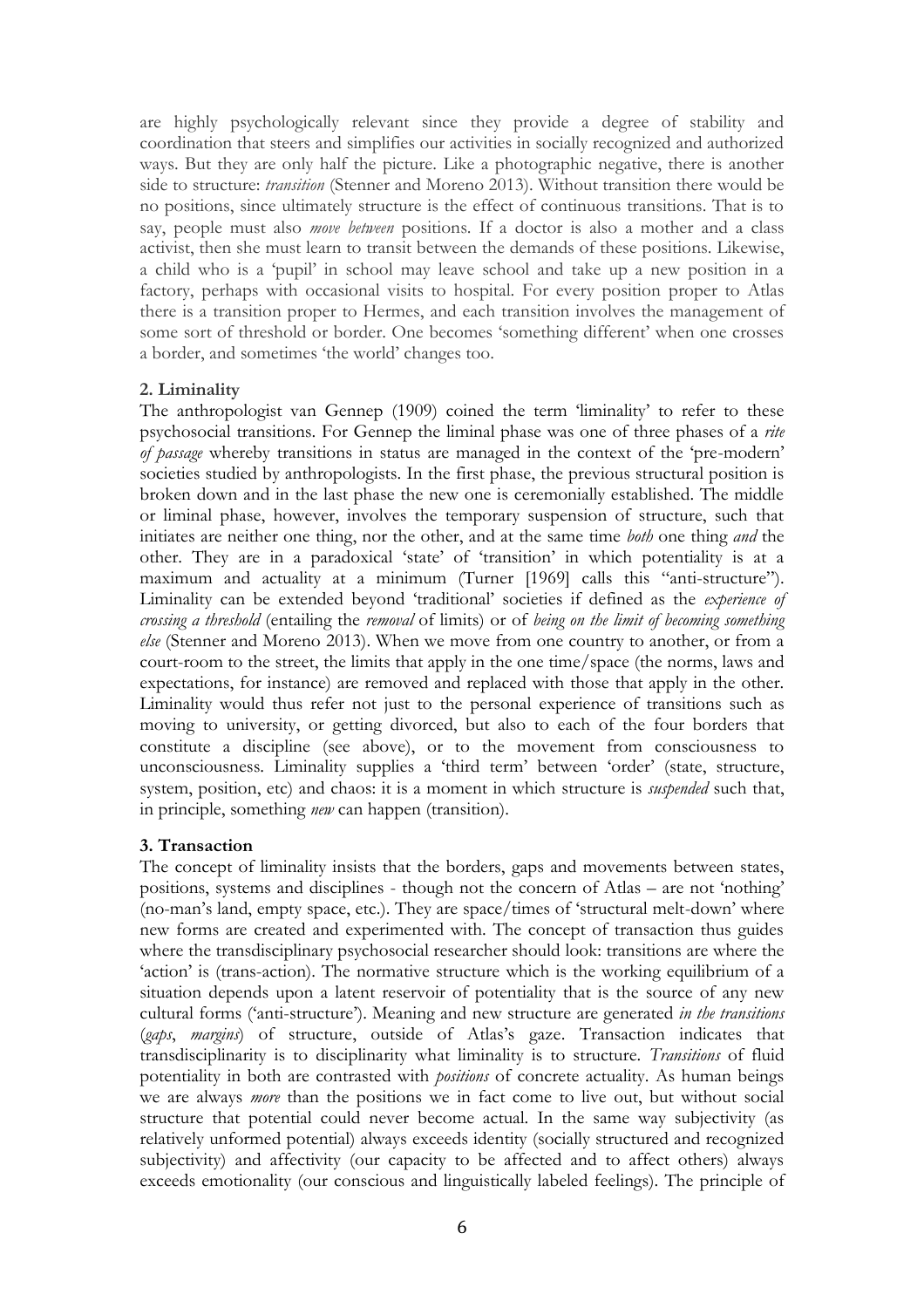are highly psychologically relevant since they provide a degree of stability and coordination that steers and simplifies our activities in socially recognized and authorized ways. But they are only half the picture. Like a photographic negative, there is another side to structure: *transition* (Stenner and Moreno 2013). Without transition there would be no positions, since ultimately structure is the effect of continuous transitions. That is to say, people must also *move between* positions. If a doctor is also a mother and a class activist, then she must learn to transit between the demands of these positions. Likewise, a child who is a 'pupil' in school may leave school and take up a new position in a factory, perhaps with occasional visits to hospital. For every position proper to Atlas there is a transition proper to Hermes, and each transition involves the management of some sort of threshold or border. One becomes 'something different' when one crosses a border, and sometimes 'the world' changes too.

**2. Liminality**

The anthropologist van Gennep (1909) coined the term 'liminality' to refer to these psychosocial transitions. For Gennep the liminal phase was one of three phases of a *rite of passage* whereby transitions in status are managed in the context of the 'pre-modern' societies studied by anthropologists. In the first phase, the previous structural position is broken down and in the last phase the new one is ceremonially established. The middle or liminal phase, however, involves the temporary suspension of structure, such that initiates are neither one thing, nor the other, and at the same time *both* one thing *and* the other. They are in a paradoxical 'state' of 'transition' in which potentiality is at a maximum and actuality at a minimum (Turner [1969] calls this "anti-structure"). Liminality can be extended beyond 'traditional' societies if defined as the *experience of crossing a threshold* (entailing the *removal* of limits) or of *being on the limit of becoming something else* (Stenner and Moreno 2013). When we move from one country to another, or from a court-room to the street, the limits that apply in the one time/space (the norms, laws and expectations, for instance) are removed and replaced with those that apply in the other. Liminality would thus refer not just to the personal experience of transitions such as moving to university, or getting divorced, but also to each of the four borders that constitute a discipline (see above), or to the movement from consciousness to unconsciousness. Liminality supplies a 'third term' between 'order' (state, structure, system, position, etc) and chaos: it is a moment in which structure is *suspended* such that, in principle, something *new* can happen (transition).

**3. Transaction**

The concept of liminality insists that the borders, gaps and movements between states, positions, systems and disciplines - though not the concern of Atlas – are not 'nothing' (no-man's land, empty space, etc.). They are space/times of 'structural melt-down' where new forms are created and experimented with. The concept of transaction thus guides where the transdisciplinary psychosocial researcher should look: transitions are where the 'action' is (trans-action). The normative structure which is the working equilibrium of a situation depends upon a latent reservoir of potentiality that is the source of any new cultural forms ('anti-structure'). Meaning and new structure are generated *in the transitions* (*gaps*, *margins*) of structure, outside of Atlas's gaze. Transaction indicates that transdisciplinarity is to disciplinarity what liminality is to structure. *Transitions* of fluid potentiality in both are contrasted with *positions* of concrete actuality. As human beings we are always *more* than the positions we in fact come to live out, but without social structure that potential could never become actual. In the same way subjectivity (as relatively unformed potential) always exceeds identity (socially structured and recognized subjectivity) and affectivity (our capacity to be affected and to affect others) always exceeds emotionality (our conscious and linguistically labeled feelings). The principle of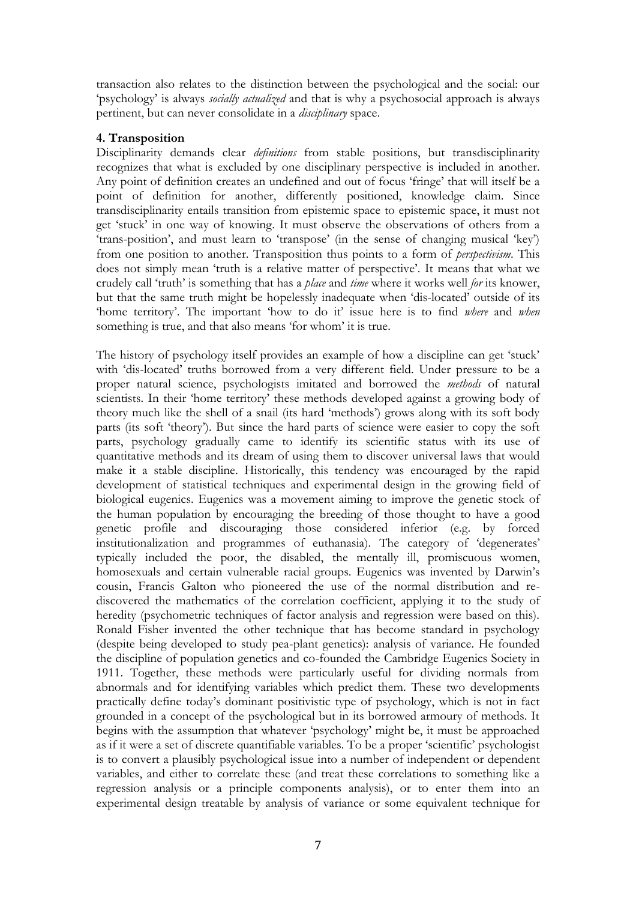transaction also relates to the distinction between the psychological and the social: our 'psychology' is always *socially actualized* and that is why a psychosocial approach is always pertinent, but can never consolidate in a *disciplinary* space.

**4. Transposition**

Disciplinarity demands clear *definitions* from stable positions, but transdisciplinarity recognizes that what is excluded by one disciplinary perspective is included in another. Any point of definition creates an undefined and out of focus 'fringe' that will itself be a point of definition for another, differently positioned, knowledge claim. Since transdisciplinarity entails transition from epistemic space to epistemic space, it must not get 'stuck' in one way of knowing. It must observe the observations of others from a 'trans-position', and must learn to 'transpose' (in the sense of changing musical 'key') from one position to another. Transposition thus points to a form of *perspectivism*. This does not simply mean 'truth is a relative matter of perspective'. It means that what we crudely call 'truth' is something that has a *place* and *time* where it works well *for* its knower, but that the same truth might be hopelessly inadequate when 'dis-located' outside of its 'home territory'. The important 'how to do it' issue here is to find *where* and *when* something is true, and that also means 'for whom' it is true.

The history of psychology itself provides an example of how a discipline can get 'stuck' with 'dis-located' truths borrowed from a very different field. Under pressure to be a proper natural science, psychologists imitated and borrowed the *methods* of natural scientists. In their 'home territory' these methods developed against a growing body of theory much like the shell of a snail (its hard 'methods') grows along with its soft body parts (its soft 'theory'). But since the hard parts of science were easier to copy the soft parts, psychology gradually came to identify its scientific status with its use of quantitative methods and its dream of using them to discover universal laws that would make it a stable discipline. Historically, this tendency was encouraged by the rapid development of statistical techniques and experimental design in the growing field of biological eugenics. Eugenics was a movement aiming to improve the genetic stock of the human population by encouraging the breeding of those thought to have a good genetic profile and discouraging those considered inferior (e.g. by forced institutionalization and programmes of euthanasia). The category of 'degenerates' typically included the poor, the disabled, the mentally ill, promiscuous women, homosexuals and certain vulnerable racial groups. Eugenics was invented by Darwin's cousin, Francis Galton who pioneered the use of the normal distribution and re-discovered the mathematics of the correlation coefficient, applying it to the study of heredity (psychometric techniques of factor analysis and regression were based on this). Ronald Fisher invented the other technique that has become standard in psychology (despite being developed to study pea-plant genetics): analysis of variance. He founded the discipline of population genetics and co-founded the Cambridge Eugenics Society in 1911. Together, these methods were particularly useful for dividing normals from abnormals and for identifying variables which predict them. These two developments practically define today's dominant positivistic type of psychology, which is not in fact grounded in a concept of the psychological but in its borrowed armoury of methods. It begins with the assumption that whatever 'psychology' might be, it must be approached as if it were a set of discrete quantifiable variables. To be a proper 'scientific' psychologist is to convert a plausibly psychological issue into a number of independent or dependent variables, and either to correlate these (and treat these correlations to something like a regression analysis or a principle components analysis), or to enter them into an experimental design treatable by analysis of variance or some equivalent technique for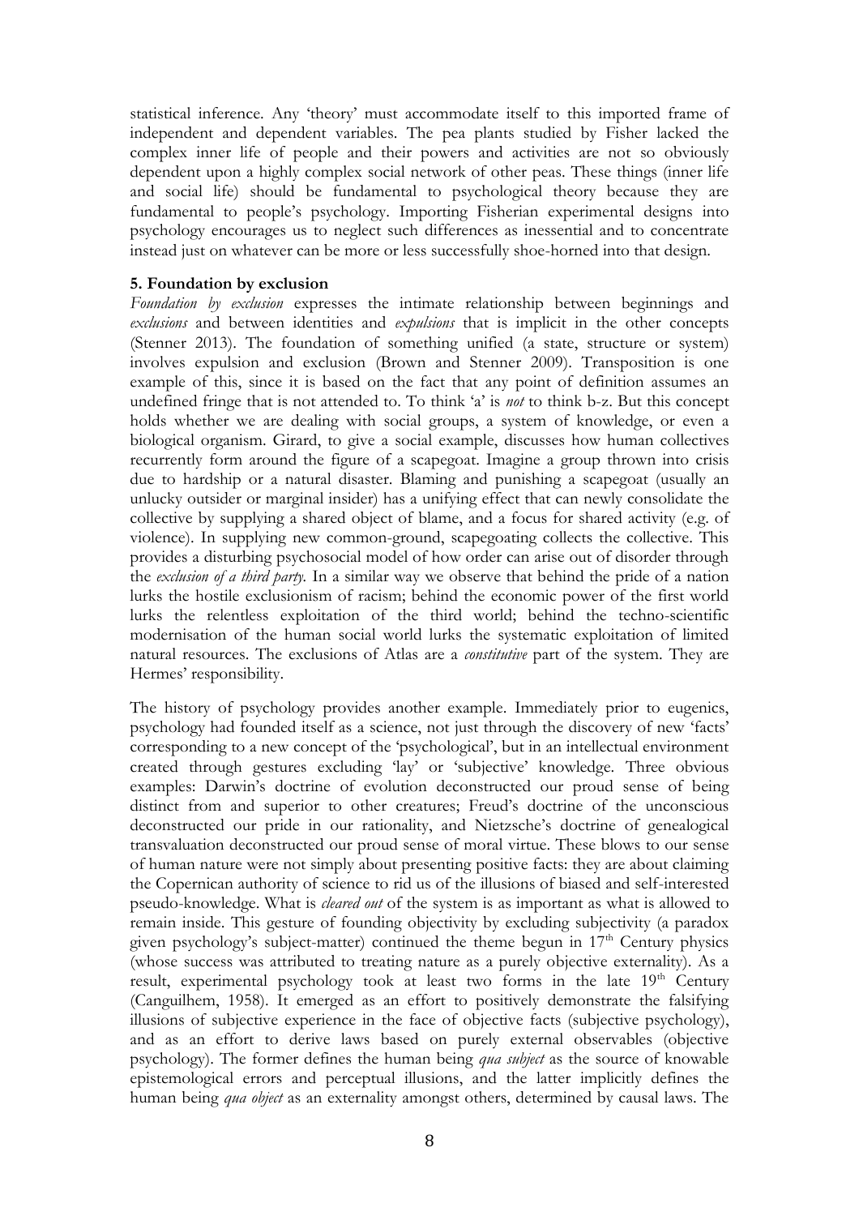statistical inference. Any 'theory' must accommodate itself to this imported frame of independent and dependent variables. The pea plants studied by Fisher lacked the complex inner life of people and their powers and activities are not so obviously dependent upon a highly complex social network of other peas. These things (inner life and social life) should be fundamental to psychological theory because they are fundamental to people's psychology. Importing Fisherian experimental designs into psychology encourages us to neglect such differences as inessential and to concentrate instead just on whatever can be more or less successfully shoe-horned into that design.

**5. Foundation by exclusion**

*Foundation by exclusion* expresses the intimate relationship between beginnings and *exclusions* and between identities and *expulsions* that is implicit in the other concepts (Stenner 2013). The foundation of something unified (a state, structure or system) involves expulsion and exclusion (Brown and Stenner 2009). Transposition is one example of this, since it is based on the fact that any point of definition assumes an undefined fringe that is not attended to. To think 'a' is *not* to think b-z. But this concept holds whether we are dealing with social groups, a system of knowledge, or even a biological organism. Girard, to give a social example, discusses how human collectives recurrently form around the figure of a scapegoat. Imagine a group thrown into crisis due to hardship or a natural disaster. Blaming and punishing a scapegoat (usually an unlucky outsider or marginal insider) has a unifying effect that can newly consolidate the collective by supplying a shared object of blame, and a focus for shared activity (e.g. of violence). In supplying new common-ground, scapegoating collects the collective. This provides a disturbing psychosocial model of how order can arise out of disorder through the *exclusion of a third party.* In a similar way we observe that behind the pride of a nation lurks the hostile exclusionism of racism; behind the economic power of the first world lurks the relentless exploitation of the third world; behind the techno-scientific modernisation of the human social world lurks the systematic exploitation of limited natural resources. The exclusions of Atlas are a *constitutive* part of the system. They are Hermes' responsibility.

The history of psychology provides another example. Immediately prior to eugenics, psychology had founded itself as a science, not just through the discovery of new 'facts' corresponding to a new concept of the 'psychological', but in an intellectual environment created through gestures excluding 'lay' or 'subjective' knowledge. Three obvious examples: Darwin's doctrine of evolution deconstructed our proud sense of being distinct from and superior to other creatures; Freud's doctrine of the unconscious deconstructed our pride in our rationality, and Nietzsche's doctrine of genealogical transvaluation deconstructed our proud sense of moral virtue. These blows to our sense of human nature were not simply about presenting positive facts: they are about claiming the Copernican authority of science to rid us of the illusions of biased and self-interested pseudo-knowledge. What is *cleared out* of the system is as important as what is allowed to remain inside. This gesture of founding objectivity by excluding subjectivity (a paradox given psychology's subject-matter) continued the theme begun in 17th Century physics (whose success was attributed to treating nature as a purely objective externality). As a result, experimental psychology took at least two forms in the late 19th Century (Canguilhem, 1958). It emerged as an effort to positively demonstrate the falsifying illusions of subjective experience in the face of objective facts (subjective psychology), and as an effort to derive laws based on purely external observables (objective psychology). The former defines the human being *qua subject* as the source of knowable epistemological errors and perceptual illusions, and the latter implicitly defines the human being *qua object* as an externality amongst others, determined by causal laws. The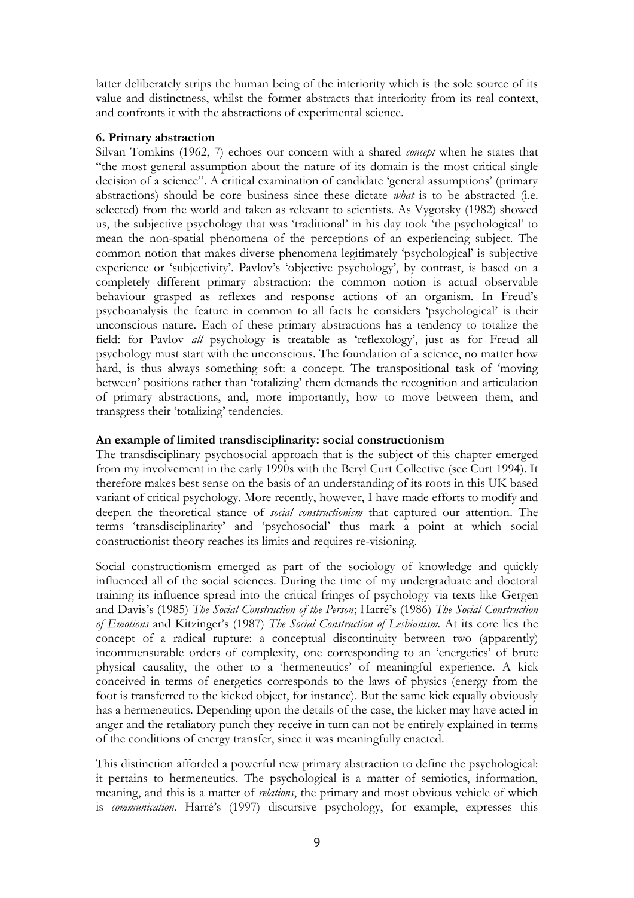latter deliberately strips the human being of the interiority which is the sole source of its value and distinctness, whilst the former abstracts that interiority from its real context, and confronts it with the abstractions of experimental science.

**6. Primary abstraction**

Silvan Tomkins (1962, 7) echoes our concern with a shared *concept* when he states that "the most general assumption about the nature of its domain is the most critical single decision of a science". A critical examination of candidate 'general assumptions' (primary abstractions) should be core business since these dictate *what* is to be abstracted (i.e. selected) from the world and taken as relevant to scientists. As Vygotsky (1982) showed us, the subjective psychology that was 'traditional' in his day took 'the psychological' to mean the non-spatial phenomena of the perceptions of an experiencing subject. The common notion that makes diverse phenomena legitimately 'psychological' is subjective experience or 'subjectivity'. Pavlov's 'objective psychology', by contrast, is based on a completely different primary abstraction: the common notion is actual observable behaviour grasped as reflexes and response actions of an organism. In Freud's psychoanalysis the feature in common to all facts he considers 'psychological' is their unconscious nature. Each of these primary abstractions has a tendency to totalize the field: for Pavlov *all* psychology is treatable as 'reflexology', just as for Freud all psychology must start with the unconscious. The foundation of a science, no matter how hard, is thus always something soft: a concept. The transpositional task of 'moving between' positions rather than 'totalizing' them demands the recognition and articulation of primary abstractions, and, more importantly, how to move between them, and transgress their 'totalizing' tendencies.

**An example of limited transdisciplinarity: social constructionism**

The transdisciplinary psychosocial approach that is the subject of this chapter emerged from my involvement in the early 1990s with the Beryl Curt Collective (see Curt 1994). It therefore makes best sense on the basis of an understanding of its roots in this UK based variant of critical psychology. More recently, however, I have made efforts to modify and deepen the theoretical stance of *social constructionism* that captured our attention. The terms 'transdisciplinarity' and 'psychosocial' thus mark a point at which social constructionist theory reaches its limits and requires re-visioning.

Social constructionism emerged as part of the sociology of knowledge and quickly influenced all of the social sciences. During the time of my undergraduate and doctoral training its influence spread into the critical fringes of psychology via texts like Gergen and Davis's (1985) *The Social Construction of the Person*; Harré's (1986) *The Social Construction of Emotions* and Kitzinger's (1987) *The Social Construction of Lesbianism*. At its core lies the concept of a radical rupture: a conceptual discontinuity between two (apparently) incommensurable orders of complexity, one corresponding to an 'energetics' of brute physical causality, the other to a 'hermeneutics' of meaningful experience. A kick conceived in terms of energetics corresponds to the laws of physics (energy from the foot is transferred to the kicked object, for instance). But the same kick equally obviously has a hermeneutics. Depending upon the details of the case, the kicker may have acted in anger and the retaliatory punch they receive in turn can not be entirely explained in terms of the conditions of energy transfer, since it was meaningfully enacted.

This distinction afforded a powerful new primary abstraction to define the psychological: it pertains to hermeneutics. The psychological is a matter of semiotics, information, meaning, and this is a matter of *relations*, the primary and most obvious vehicle of which is *communication*. Harré's (1997) discursive psychology, for example, expresses this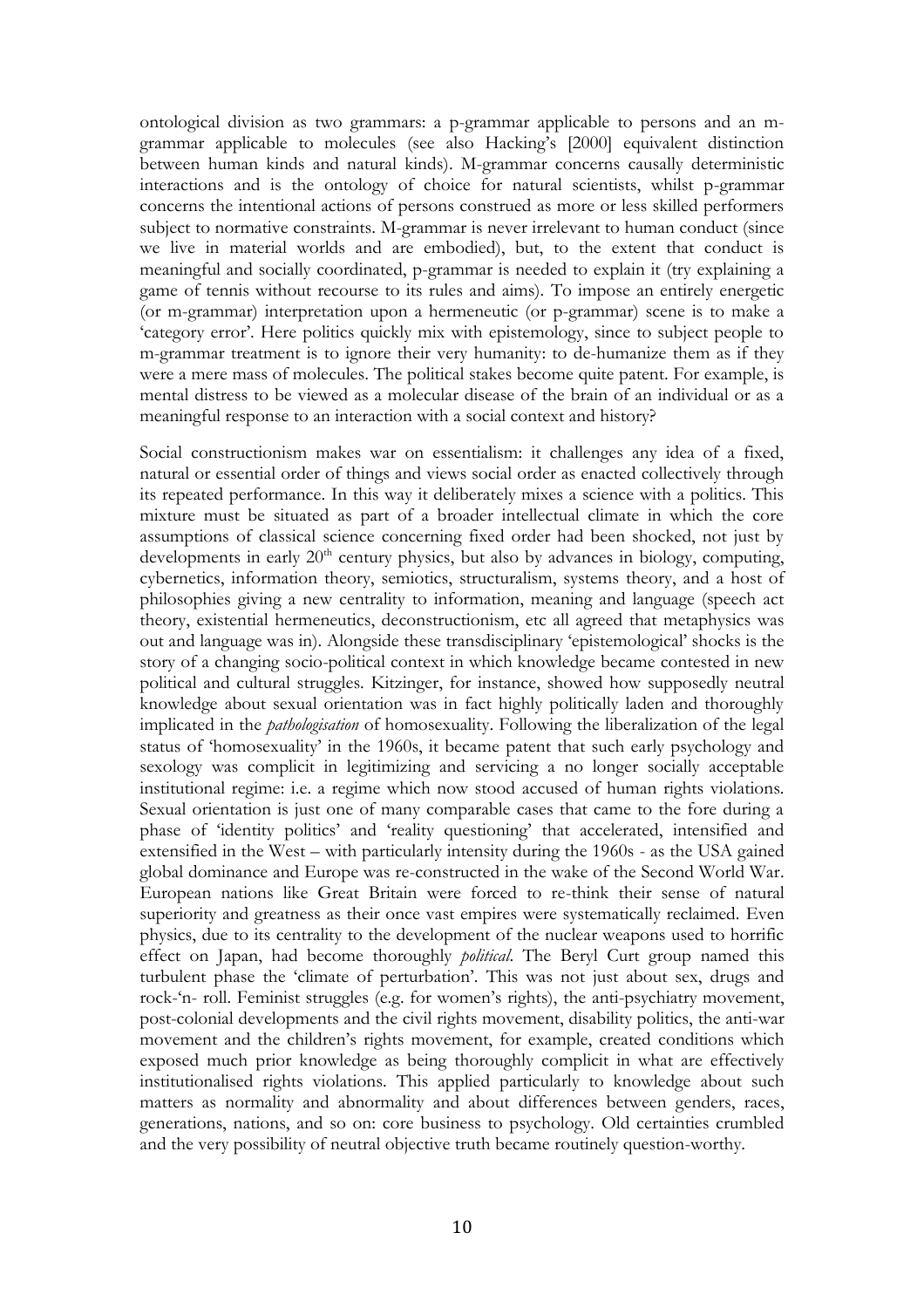ontological division as two grammars: a p-grammar applicable to persons and an m-grammar applicable to molecules (see also Hacking's [2000] equivalent distinction between human kinds and natural kinds). M-grammar concerns causally deterministic interactions and is the ontology of choice for natural scientists, whilst p-grammar concerns the intentional actions of persons construed as more or less skilled performers subject to normative constraints. M-grammar is never irrelevant to human conduct (since we live in material worlds and are embodied), but, to the extent that conduct is meaningful and socially coordinated, p-grammar is needed to explain it (try explaining a game of tennis without recourse to its rules and aims). To impose an entirely energetic (or m-grammar) interpretation upon a hermeneutic (or p-grammar) scene is to make a 'category error'. Here politics quickly mix with epistemology, since to subject people to m-grammar treatment is to ignore their very humanity: to de-humanize them as if they were a mere mass of molecules. The political stakes become quite patent. For example, is mental distress to be viewed as a molecular disease of the brain of an individual or as a meaningful response to an interaction with a social context and history?

Social constructionism makes war on essentialism: it challenges any idea of a fixed, natural or essential order of things and views social order as enacted collectively through its repeated performance. In this way it deliberately mixes a science with a politics. This mixture must be situated as part of a broader intellectual climate in which the core assumptions of classical science concerning fixed order had been shocked, not just by developments in early 20th century physics, but also by advances in biology, computing, cybernetics, information theory, semiotics, structuralism, systems theory, and a host of philosophies giving a new centrality to information, meaning and language (speech act theory, existential hermeneutics, deconstructionism, etc all agreed that metaphysics was out and language was in). Alongside these transdisciplinary 'epistemological' shocks is the story of a changing socio-political context in which knowledge became contested in new political and cultural struggles. Kitzinger, for instance, showed how supposedly neutral knowledge about sexual orientation was in fact highly politically laden and thoroughly implicated in the *pathologisation* of homosexuality. Following the liberalization of the legal status of 'homosexuality' in the 1960s, it became patent that such early psychology and sexology was complicit in legitimizing and servicing a no longer socially acceptable institutional regime: i.e. a regime which now stood accused of human rights violations. Sexual orientation is just one of many comparable cases that came to the fore during a phase of 'identity politics' and 'reality questioning' that accelerated, intensified and extensified in the West – with particularly intensity during the 1960s - as the USA gained global dominance and Europe was re-constructed in the wake of the Second World War. European nations like Great Britain were forced to re-think their sense of natural superiority and greatness as their once vast empires were systematically reclaimed. Even physics, due to its centrality to the development of the nuclear weapons used to horrific effect on Japan, had become thoroughly *political*. The Beryl Curt group named this turbulent phase the 'climate of perturbation'. This was not just about sex, drugs and rock-'n- roll. Feminist struggles (e.g. for women's rights), the anti-psychiatry movement, post-colonial developments and the civil rights movement, disability politics, the anti-war movement and the children's rights movement, for example, created conditions which exposed much prior knowledge as being thoroughly complicit in what are effectively institutionalised rights violations. This applied particularly to knowledge about such matters as normality and abnormality and about differences between genders, races, generations, nations, and so on: core business to psychology. Old certainties crumbled and the very possibility of neutral objective truth became routinely question-worthy.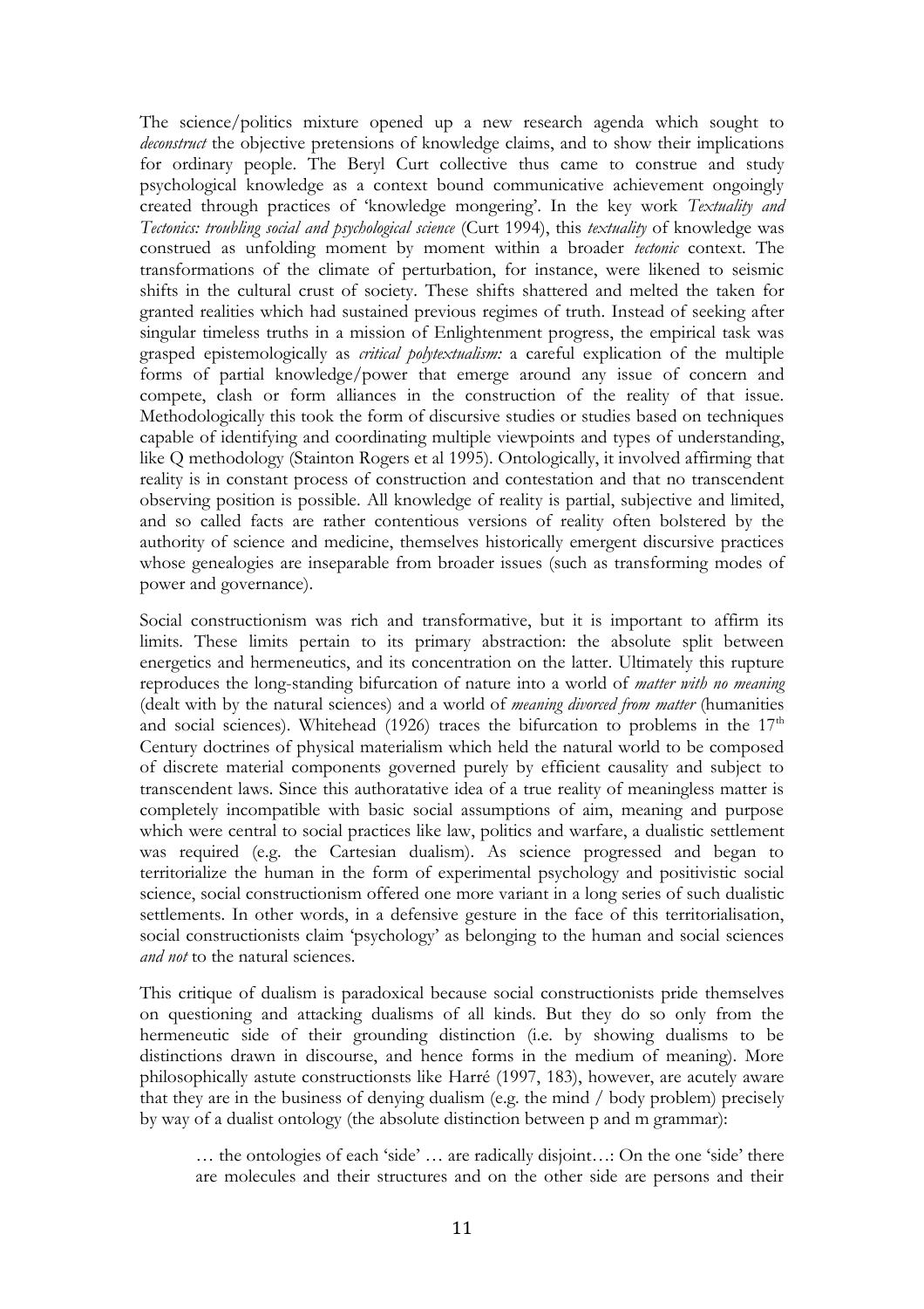The science/politics mixture opened up a new research agenda which sought to *deconstruct* the objective pretensions of knowledge claims, and to show their implications for ordinary people. The Beryl Curt collective thus came to construe and study psychological knowledge as a context bound communicative achievement ongoingly created through practices of 'knowledge mongering'. In the key work *Textuality and Tectonics: troubling social and psychological science* (Curt 1994), this *textuality* of knowledge was construed as unfolding moment by moment within a broader *tectonic* context. The transformations of the climate of perturbation, for instance, were likened to seismic shifts in the cultural crust of society. These shifts shattered and melted the taken for granted realities which had sustained previous regimes of truth. Instead of seeking after singular timeless truths in a mission of Enlightenment progress, the empirical task was grasped epistemologically as *critical polytextualism:* a careful explication of the multiple forms of partial knowledge/power that emerge around any issue of concern and compete, clash or form alliances in the construction of the reality of that issue. Methodologically this took the form of discursive studies or studies based on techniques capable of identifying and coordinating multiple viewpoints and types of understanding, like Q methodology (Stainton Rogers et al 1995). Ontologically, it involved affirming that reality is in constant process of construction and contestation and that no transcendent observing position is possible. All knowledge of reality is partial, subjective and limited, and so called facts are rather contentious versions of reality often bolstered by the authority of science and medicine, themselves historically emergent discursive practices whose genealogies are inseparable from broader issues (such as transforming modes of power and governance).

Social constructionism was rich and transformative, but it is important to affirm its limits. These limits pertain to its primary abstraction: the absolute split between energetics and hermeneutics, and its concentration on the latter. Ultimately this rupture reproduces the long-standing bifurcation of nature into a world of *matter with no meaning* (dealt with by the natural sciences) and a world of *meaning divorced from matter* (humanities and social sciences). Whitehead (1926) traces the bifurcation to problems in the 17th Century doctrines of physical materialism which held the natural world to be composed of discrete material components governed purely by efficient causality and subject to transcendent laws. Since this authoratative idea of a true reality of meaningless matter is completely incompatible with basic social assumptions of aim, meaning and purpose which were central to social practices like law, politics and warfare, a dualistic settlement was required (e.g. the Cartesian dualism). As science progressed and began to territorialize the human in the form of experimental psychology and positivistic social science, social constructionism offered one more variant in a long series of such dualistic settlements. In other words, in a defensive gesture in the face of this territorialisation, social constructionists claim 'psychology' as belonging to the human and social sciences *and not* to the natural sciences.

This critique of dualism is paradoxical because social constructionists pride themselves on questioning and attacking dualisms of all kinds. But they do so only from the hermeneutic side of their grounding distinction (i.e. by showing dualisms to be distinctions drawn in discourse, and hence forms in the medium of meaning). More philosophically astute constructionsts like Harré (1997, 183), however, are acutely aware that they are in the business of denying dualism (e.g. the mind / body problem) precisely by way of a dualist ontology (the absolute distinction between p and m grammar):

> … the ontologies of each 'side' … are radically disjoint…: On the one 'side' there are molecules and their structures and on the other side are persons and their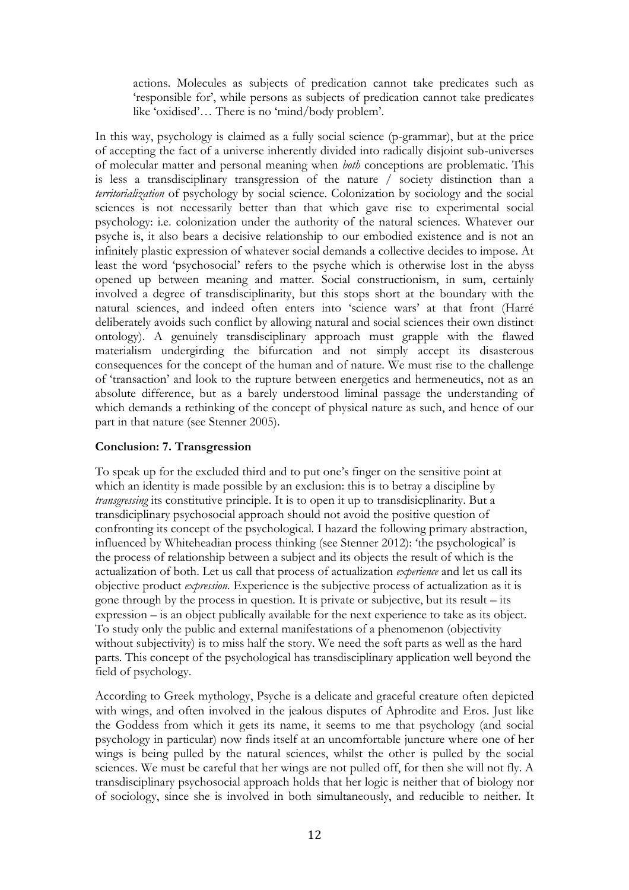> actions. Molecules as subjects of predication cannot take predicates such as 'responsible for', while persons as subjects of predication cannot take predicates like 'oxidised'… There is no 'mind/body problem'.

In this way, psychology is claimed as a fully social science (p-grammar), but at the price of accepting the fact of a universe inherently divided into radically disjoint sub-universes of molecular matter and personal meaning when *both* conceptions are problematic. This is less a transdisciplinary transgression of the nature / society distinction than a *territorialization* of psychology by social science. Colonization by sociology and the social sciences is not necessarily better than that which gave rise to experimental social psychology: i.e. colonization under the authority of the natural sciences. Whatever our psyche is, it also bears a decisive relationship to our embodied existence and is not an infinitely plastic expression of whatever social demands a collective decides to impose. At least the word 'psychosocial' refers to the psyche which is otherwise lost in the abyss opened up between meaning and matter. Social constructionism, in sum, certainly involved a degree of transdisciplinarity, but this stops short at the boundary with the natural sciences, and indeed often enters into 'science wars' at that front (Harré deliberately avoids such conflict by allowing natural and social sciences their own distinct ontology). A genuinely transdisciplinary approach must grapple with the flawed materialism undergirding the bifurcation and not simply accept its disasterous consequences for the concept of the human and of nature. We must rise to the challenge of 'transaction' and look to the rupture between energetics and hermeneutics, not as an absolute difference, but as a barely understood liminal passage the understanding of which demands a rethinking of the concept of physical nature as such, and hence of our part in that nature (see Stenner 2005).

**Conclusion: 7. Transgression**

To speak up for the excluded third and to put one's finger on the sensitive point at which an identity is made possible by an exclusion: this is to betray a discipline by *transgressing* its constitutive principle. It is to open it up to transdisicplinarity. But a transdisciplinary psychosocial approach should not avoid the positive question of confronting its concept of the psychological. I hazard the following primary abstraction, influenced by Whiteheadian process thinking (see Stenner 2012): 'the psychological' is the process of relationship between a subject and its objects the result of which is the actualization of both. Let us call that process of actualization *experience* and let us call its objective product *expression.* Experience is the subjective process of actualization as it is gone through by the process in question. It is private or subjective, but its result – its expression – is an object publically available for the next experience to take as its object. To study only the public and external manifestations of a phenomenon (objectivity without subjectivity) is to miss half the story. We need the soft parts as well as the hard parts. This concept of the psychological has transdisciplinary application well beyond the field of psychology.

According to Greek mythology, Psyche is a delicate and graceful creature often depicted with wings, and often involved in the jealous disputes of Aphrodite and Eros. Just like the Goddess from which it gets its name, it seems to me that psychology (and social psychology in particular) now finds itself at an uncomfortable juncture where one of her wings is being pulled by the natural sciences, whilst the other is pulled by the social sciences. We must be careful that her wings are not pulled off, for then she will not fly. A transdisciplinary psychosocial approach holds that her logic is neither that of biology nor of sociology, since she is involved in both simultaneously, and reducible to neither. It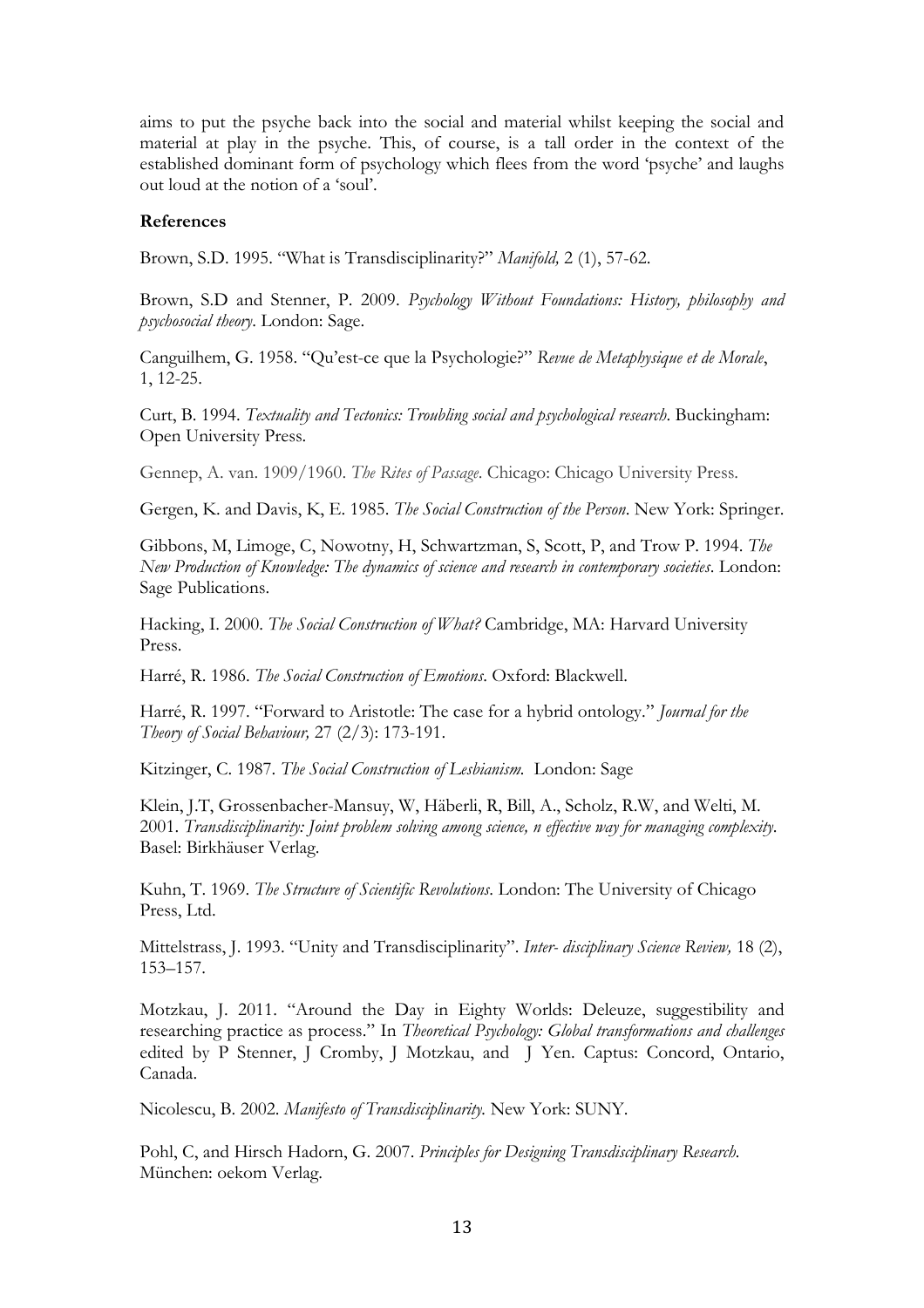aims to put the psyche back into the social and material whilst keeping the social and material at play in the psyche. This, of course, is a tall order in the context of the established dominant form of psychology which flees from the word 'psyche' and laughs out loud at the notion of a 'soul'.

**References**

Brown, S.D. 1995. "What is Transdisciplinarity?" *Manifold,* 2 (1), 57-62.

Brown, S.D and Stenner, P. 2009. *Psychology Without Foundations: History, philosophy and psychosocial theory*. London: Sage.

Canguilhem, G. 1958. "Qu'est-ce que la Psychologie?" *Revue de Metaphysique et de Morale*, 1, 12-25.

Curt, B. 1994. *Textuality and Tectonics: Troubling social and psychological research*. Buckingham: Open University Press.

Gennep, A. van. 1909/1960. *The Rites of Passage*. Chicago: Chicago University Press.

Gergen, K. and Davis, K, E. 1985. *The Social Construction of the Person*. New York: Springer.

Gibbons, M, Limoge, C, Nowotny, H, Schwartzman, S, Scott, P, and Trow P. 1994. *The New Production of Knowledge: The dynamics of science and research in contemporary societies*. London: Sage Publications.

Hacking, I. 2000. *The Social Construction of What?* Cambridge, MA: Harvard University Press.

Harré, R. 1986. *The Social Construction of Emotions*. Oxford: Blackwell.

Harré, R. 1997. "Forward to Aristotle: The case for a hybrid ontology." *Journal for the Theory of Social Behaviour,* 27 (2/3): 173-191.

Kitzinger, C. 1987. *The Social Construction of Lesbianism.* London: Sage

Klein, J.T, Grossenbacher-Mansuy, W, Häberli, R, Bill, A., Scholz, R.W, and Welti, M. 2001. *Transdisciplinarity: Joint problem solving among science, n effective way for managing complexity*. Basel: Birkhäuser Verlag.

Kuhn, T. 1969. *The Structure of Scientific Revolutions*. London: The University of Chicago Press, Ltd.

Mittelstrass, J. 1993. "Unity and Transdisciplinarity". *Inter- disciplinary Science Review,* 18 (2), 153–157.

Motzkau, J. 2011. "Around the Day in Eighty Worlds: Deleuze, suggestibility and researching practice as process." In *Theoretical Psychology: Global transformations and challenges* edited by P Stenner, J Cromby, J Motzkau, and J Yen. Captus: Concord, Ontario, Canada.

Nicolescu, B. 2002. *Manifesto of Transdisciplinarity.* New York: SUNY.

Pohl, C, and Hirsch Hadorn, G. 2007. *Principles for Designing Transdisciplinary Research.* München: oekom Verlag.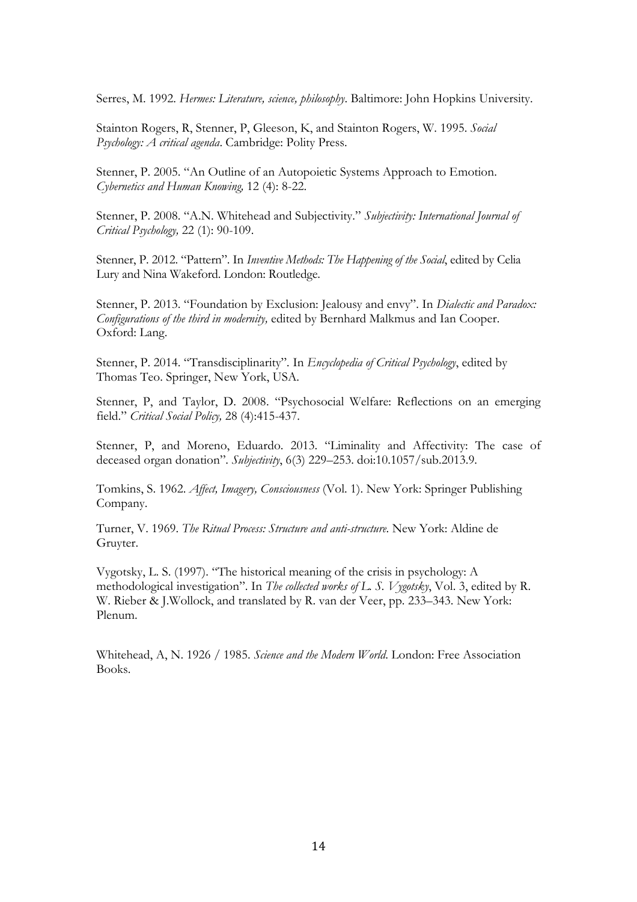Serres, M. 1992. *Hermes: Literature, science, philosophy*. Baltimore: John Hopkins University.

Stainton Rogers, R, Stenner, P, Gleeson, K, and Stainton Rogers, W. 1995. *Social Psychology: A critical agenda*. Cambridge: Polity Press.

Stenner, P. 2005. "An Outline of an Autopoietic Systems Approach to Emotion. *Cybernetics and Human Knowing,* 12 (4): 8-22.

Stenner, P. 2008. "A.N. Whitehead and Subjectivity." *Subjectivity: International Journal of Critical Psychology,* 22 (1): 90-109.

Stenner, P. 2012. "Pattern". In *Inventive Methods: The Happening of the Social*, edited by Celia Lury and Nina Wakeford. London: Routledge.

Stenner, P. 2013. "Foundation by Exclusion: Jealousy and envy". In *Dialectic and Paradox: Configurations of the third in modernity,* edited by Bernhard Malkmus and Ian Cooper. Oxford: Lang.

Stenner, P. 2014. "Transdisciplinarity". In *Encyclopedia of Critical Psychology*, edited by Thomas Teo. Springer, New York, USA.

Stenner, P, and Taylor, D. 2008. "Psychosocial Welfare: Reflections on an emerging field." *Critical Social Policy,* 28 (4):415-437.

Stenner, P, and Moreno, Eduardo. 2013. "Liminality and Affectivity: The case of deceased organ donation". *Subjectivity*, 6(3) 229–253. doi:10.1057/sub.2013.9.

Tomkins, S. 1962. *Affect, Imagery, Consciousness* (Vol. 1). New York: Springer Publishing Company.

Turner, V. 1969. *The Ritual Process: Structure and anti-structure.* New York: Aldine de Gruyter.

Vygotsky, L. S. (1997). "The historical meaning of the crisis in psychology: A methodological investigation". In *The collected works of L. S. Vygotsky*, Vol. 3, edited by R. W. Rieber & J.Wollock, and translated by R. van der Veer, pp. 233–343. New York: Plenum.

Whitehead, A, N. 1926 / 1985. *Science and the Modern World*. London: Free Association Books.